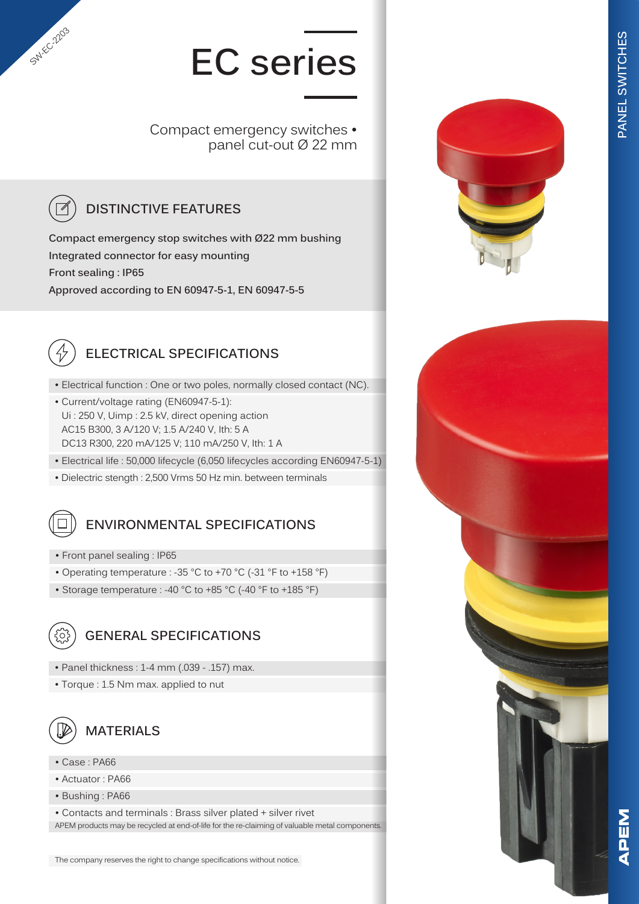SW-EC-2203

# EC series

Compact emergency switches • panel cut-out Ø 22 mm

PANEL SWITCHES

## DISTINCTIVE FEATURES

Compact emergency stop switches with Ø22 mm bushing
Integrated connector for easy mounting
Front sealing : IP65
Approved according to EN 60947-5-1, EN 60947-5-5

## ELECTRICAL SPECIFICATIONS

- Electrical function : One or two poles, normally closed contact (NC).
- Current/voltage rating (EN60947-5-1):
  Ui : 250 V, Uimp : 2.5 kV, direct opening action
  AC15 B300, 3 A/120 V; 1.5 A/240 V, Ith: 5 A
  DC13 R300, 220 mA/125 V; 110 mA/250 V, Ith: 1 A
- Electrical life : 50,000 lifecycle (6,050 lifecycles according EN60947-5-1)
- Dielectric stength : 2,500 Vrms 50 Hz min. between terminals

## ENVIRONMENTAL SPECIFICATIONS

- Front panel sealing : IP65
- Operating temperature : -35 °C to +70 °C (-31 °F to +158 °F)
- Storage temperature : -40 °C to +85 °C (-40 °F to +185 °F)

## GENERAL SPECIFICATIONS

- Panel thickness : 1-4 mm (.039 - .157) max.
- Torque : 1.5 Nm max. applied to nut

## MATERIALS

- Case : PA66
- Actuator : PA66
- Bushing : PA66
- Contacts and terminals : Brass silver plated + silver rivet

APEM products may be recycled at end-of-life for the re-claiming of valuable metal components.

The company reserves the right to change specifications without notice.

APEM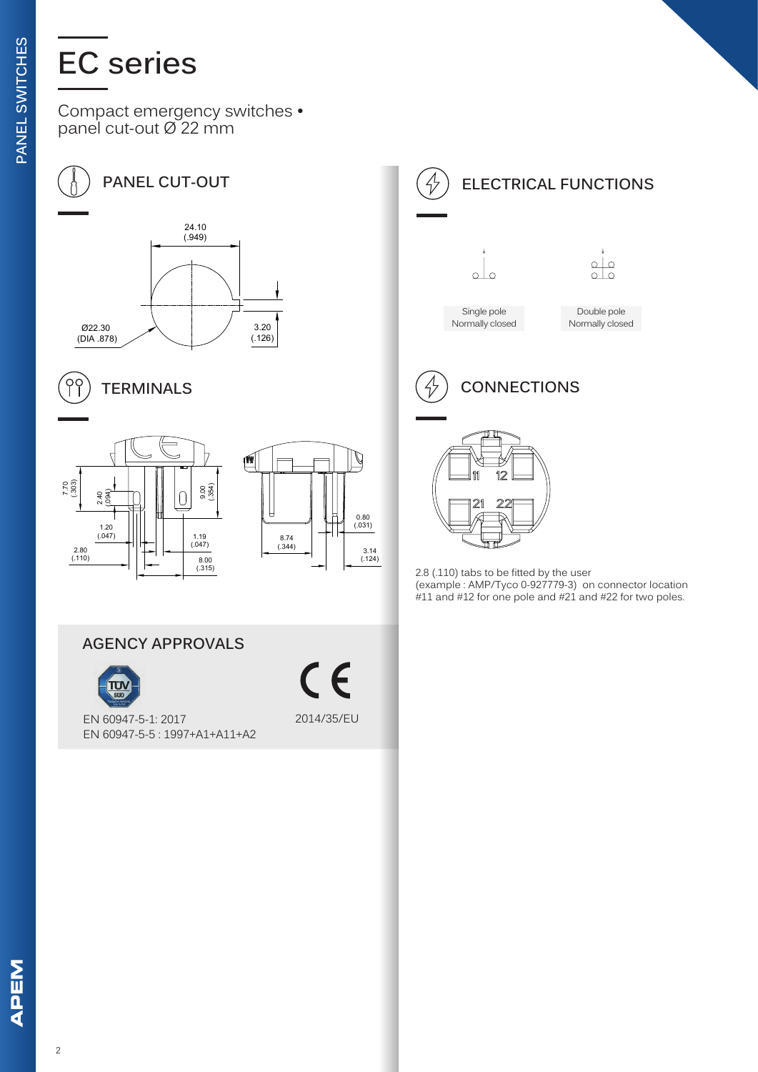# EC series

Compact emergency switches • panel cut-out Ø 22 mm

## PANEL CUT-OUT

24.10 (.949)

Ø22.30 (DIA .878)

3.20 (.126)

## TERMINALS

7.70 (.303)

2.40 (.094)

9.00 (.354)

1.20 (.047)

2.80 (.110)

1.19 (.047)

8.00 (.315)

8.74 (.344)

0.80 (.031)

3.14 (.124)

## AGENCY APPROVALS

EN 60947-5-1: 2017
EN 60947-5-5 : 1997+A1+A11+A2

2014/35/EU

## ELECTRICAL FUNCTIONS

Single pole Normally closed

Double pole Normally closed

## CONNECTIONS

11 12 21 22

2.8 (.110) tabs to be fitted by the user
(example : AMP/Tyco 0-927779-3) on connector location #11 and #12 for one pole and #21 and #22 for two poles.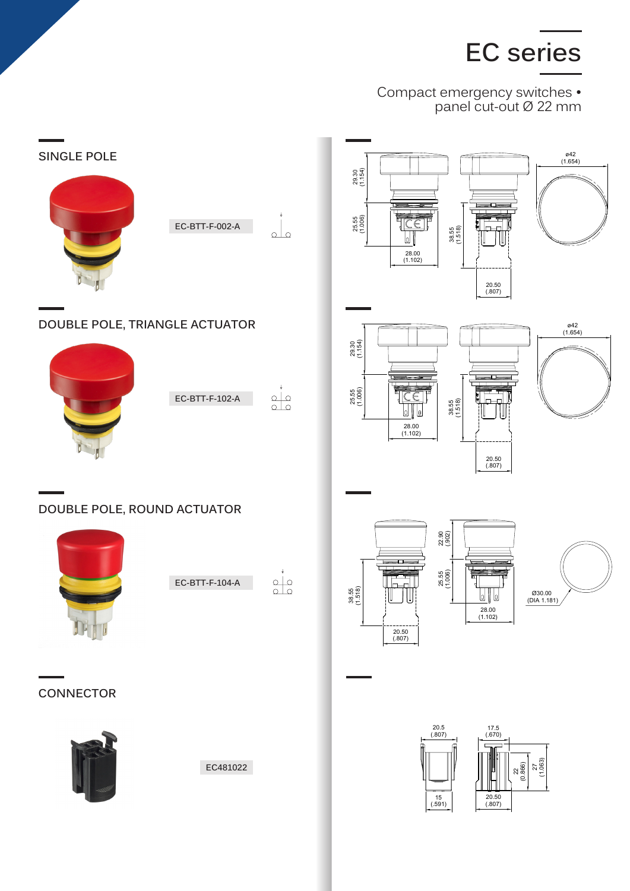# EC series

Compact emergency switches • panel cut-out Ø 22 mm

## SINGLE POLE

EC-BTT-F-002-A

29.30 (1.154)
25.55 (1.006)
28.00 (1.102)
38.55 (1.518)
20.50 (.807)
ø42 (1.654)

## DOUBLE POLE, TRIANGLE ACTUATOR

EC-BTT-F-102-A

29.30 (1.154)
25.55 (1.006)
28.00 (1.102)
38.55 (1.518)
20.50 (.807)
ø42 (1.654)

## DOUBLE POLE, ROUND ACTUATOR

EC-BTT-F-104-A

38.55 (1.518)
20.50 (.807)
22.90 (.902)
25.55 (1.006)
28.00 (1.102)
Ø30.00 (DIA 1.181)

## CONNECTOR

EC481022

20.5 (.807)
15 (.591)
17.5 (.670)
20.50 (.807)
22 (0.866)
27 (1.063)